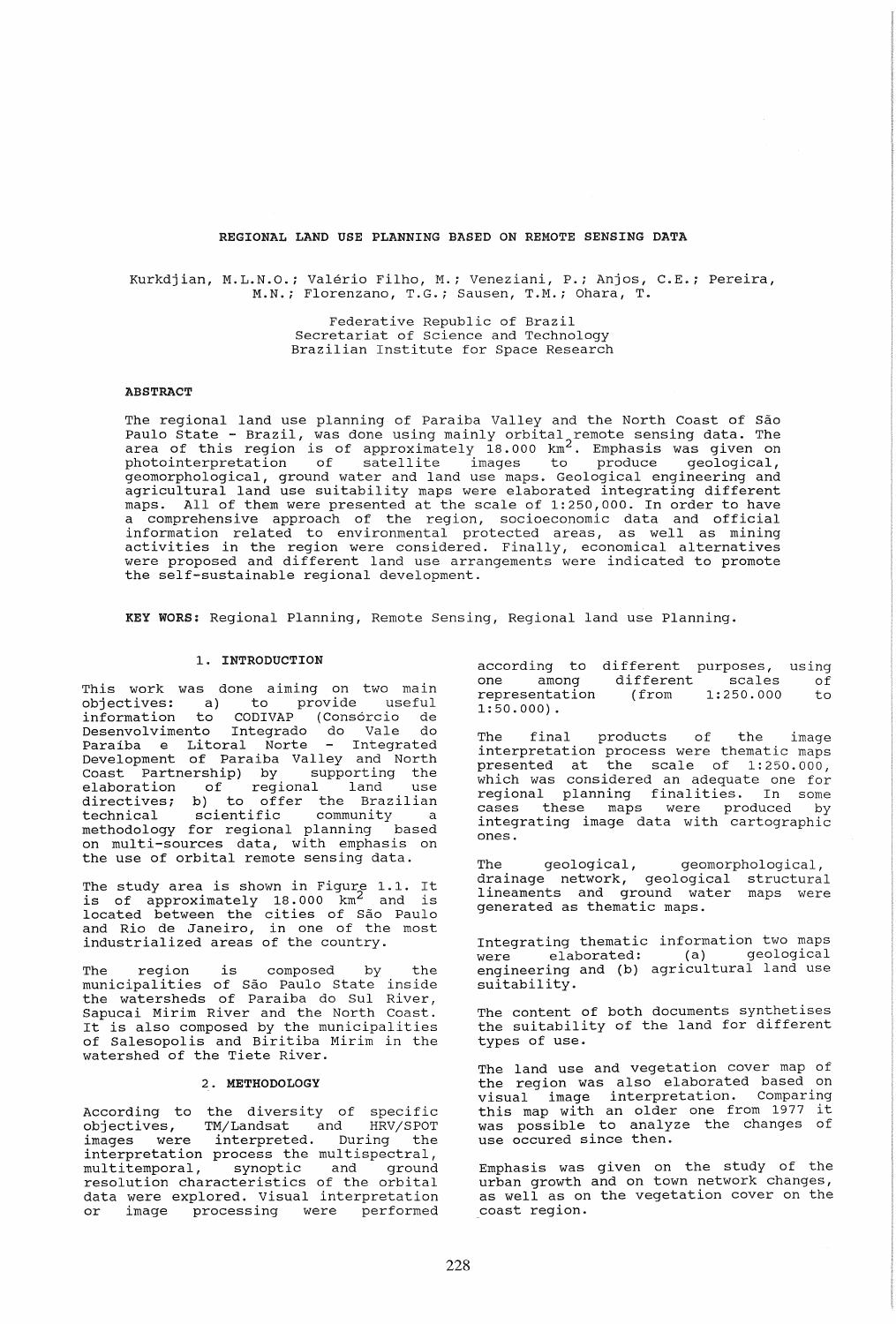# REGIONAL LAND USE PLANNING BASED ON REMOTE SENSING DATA

Kurkdjian, M.L.N.O.; Valério Filho, M.; Veneziani, P.; Anjos, C.E.; Pereira, M.N.; Florenzano, T.G.; Sausen, T.M.; Ohara, T.

Federative Republic of Brazil
Secretariat of Science and Technology
Brazilian Institute for Space Research

## ABSTRACT

The regional land use planning of Paraiba Valley and the North Coast of São Paulo State - Brazil, was done using mainly orbital remote sensing data. The area of this region is of approximately 18.000 km$^2$. Emphasis was given on photointerpretation of satellite images to produce geological, geomorphological, ground water and land use maps. Geological engineering and agricultural land use suitability maps were elaborated integrating different maps. All of them were presented at the scale of 1:250,000. In order to have a comprehensive approach of the region, socioeconomic data and official information related to environmental protected areas, as well as mining activities in the region were considered. Finally, economical alternatives were proposed and different land use arrangements were indicated to promote the self-sustainable regional development.

**KEY WORS:** Regional Planning, Remote Sensing, Regional land use Planning.

## 1. INTRODUCTION

This work was done aiming on two main objectives: a) to provide useful information to CODIVAP (Consórcio de Desenvolvimento Integrado do Vale do Paraíba e Litoral Norte - Integrated Development of Paraiba Valley and North Coast Partnership) by supporting the elaboration of regional land use directives; b) to offer the Brazilian technical scientific community a methodology for regional planning based on multi-sources data, with emphasis on the use of orbital remote sensing data.

The study area is shown in Figure 1.1. It is of approximately 18.000 km$^2$ and is located between the cities of São Paulo and Rio de Janeiro, in one of the most industrialized areas of the country.

The region is composed by the municipalities of São Paulo State inside the watersheds of Paraiba do Sul River, Sapucai Mirim River and the North Coast. It is also composed by the municipalities of Salesopolis and Biritiba Mirim in the watershed of the Tiete River.

## 2. METHODOLOGY

According to the diversity of specific objectives, TM/Landsat and HRV/SPOT images were interpreted. During the interpretation process the multispectral, multitemporal, synoptic and ground resolution characteristics of the orbital data were explored. Visual interpretation or image processing were performed according to different purposes, using one among different scales of representation (from 1:250.000 to 1:50.000).

The final products of the image interpretation process were thematic maps presented at the scale of 1:250.000, which was considered an adequate one for regional planning finalities. In some cases these maps were produced by integrating image data with cartographic ones.

The geological, geomorphological, drainage network, geological structural lineaments and ground water maps were generated as thematic maps.

Integrating thematic information two maps were elaborated: (a) geological engineering and (b) agricultural land use suitability.

The content of both documents synthetises the suitability of the land for different types of use.

The land use and vegetation cover map of the region was also elaborated based on visual image interpretation. Comparing this map with an older one from 1977 it was possible to analyze the changes of use occured since then.

Emphasis was given on the study of the urban growth and on town network changes, as well as on the vegetation cover on the coast region.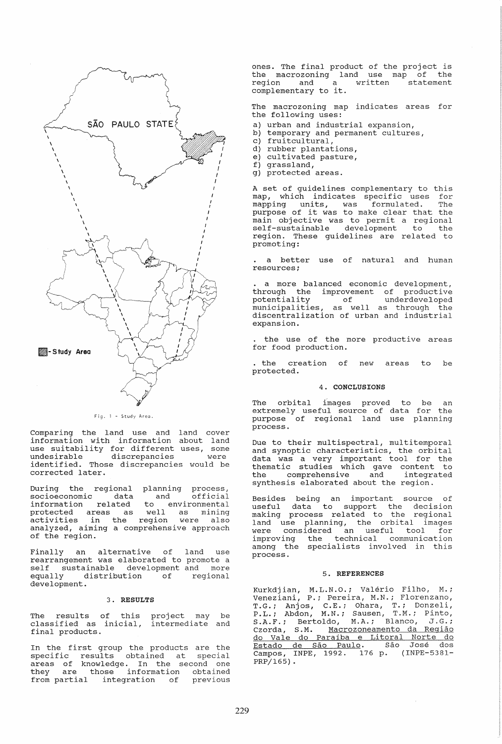SÃO PAULO STATE

- Study Area

Fig. 1 - Study Area.

Comparing the land use and land cover information with information about land use suitability for different uses, some undesirable discrepancies were identified. Those discrepancies would be corrected later.

During the regional planning process, socioeconomic data and official information related to environmental protected areas as well as mining activities in the region were also analyzed, aiming a comprehensive approach of the region.

Finally an alternative of land use rearrangement was elaborated to promote a self sustainable development and more equally distribution of regional development.

## 3. RESULTS

The results of this project may be classified as inicial, intermediate and final products.

In the first group the products are the specific results obtained at special areas of knowledge. In the second one they are those information obtained from partial integration of previous ones. The final product of the project is the macrozoning land use map of the region and a written statement complementary to it.

The macrozoning map indicates areas for the following uses:

a) urban and industrial expansion,
b) temporary and permanent cultures,
c) fruitcultural,
d) rubber plantations,
e) cultivated pasture,
f) grassland,
g) protected areas.

A set of guidelines complementary to this map, which indicates specific uses for mapping units, was formulated. The purpose of it was to make clear that the main objective was to permit a regional self-sustainable development to the region. These guidelines are related to promoting:

. a better use of natural and human resources;

. a more balanced economic development, through the improvement of productive potentiality of underdeveloped municipalities, as well as through the discentralization of urban and industrial expansion.

. the use of the more productive areas for food production.

. the creation of new areas to be protected.

## 4. CONCLUSIONS

The orbital images proved to be an extremely useful source of data for the purpose of regional land use planning process.

Due to their multispectral, multitemporal and synoptic characteristics, the orbital data was a very important tool for the thematic studies which gave content to the comprehensive and integrated synthesis elaborated about the region.

Besides being an important source of useful data to support the decision making process related to the regional land use planning, the orbital images were considered an useful tool for improving the technical communication among the specialists involved in this process.

## 5. REFERENCES

Kurkdjian, M.L.N.O.; Valério Filho, M.; Veneziani, P.; Pereira, M.N.; Florenzano, T.G.; Anjos, C.E.; Ohara, T.; Donzeli, P.L.; Abdon, M.N.; Sausen, T.M.; Pinto, S.A.F.; Bertoldo, M.A.; Blanco, J.G.; Czorda, S.M. Macrozoneamento da Região do Vale do Paraíba e Litoral Norte do Estado de São Paulo. São José dos Campos, INPE, 1992. 176 p. (INPE-5381-PRP/165).